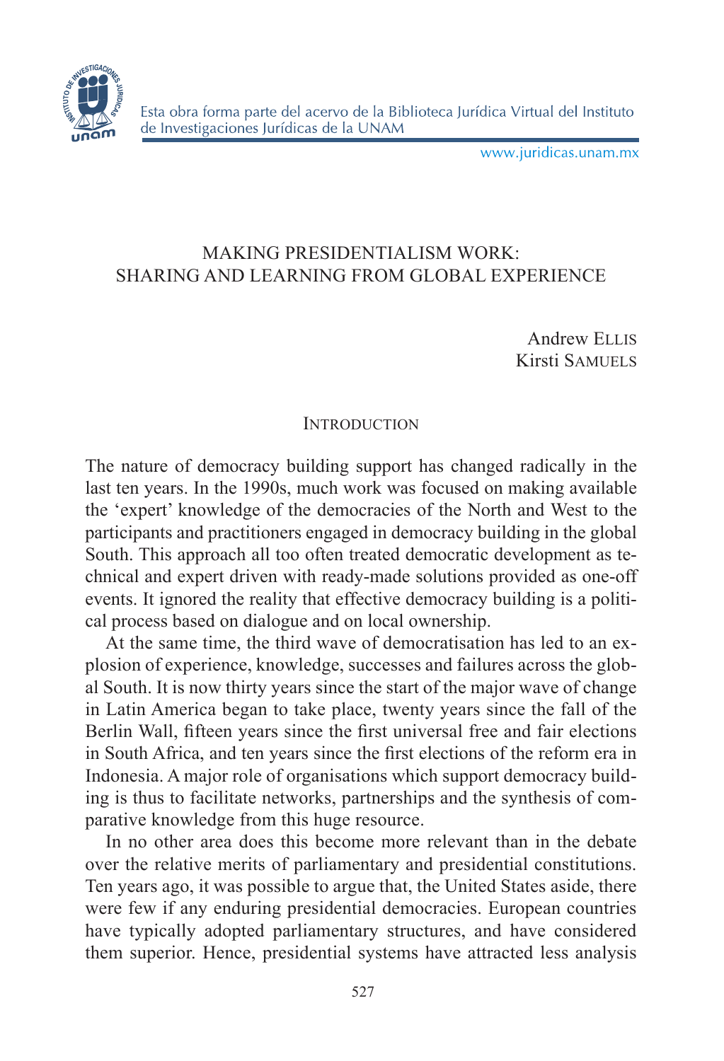# MAKING PRESIDENTIALISM WORK: SHARING AND LEARNING FROM GLOBAL EXPERIENCE

Andrew Ellis
Kirsti Samuels

## Introduction

The nature of democracy building support has changed radically in the last ten years. In the 1990s, much work was focused on making available the 'expert' knowledge of the democracies of the North and West to the participants and practitioners engaged in democracy building in the global South. This approach all too often treated democratic development as technical and expert driven with ready-made solutions provided as one-off events. It ignored the reality that effective democracy building is a political process based on dialogue and on local ownership.

At the same time, the third wave of democratisation has led to an explosion of experience, knowledge, successes and failures across the global South. It is now thirty years since the start of the major wave of change in Latin America began to take place, twenty years since the fall of the Berlin Wall, fifteen years since the first universal free and fair elections in South Africa, and ten years since the first elections of the reform era in Indonesia. A major role of organisations which support democracy building is thus to facilitate networks, partnerships and the synthesis of comparative knowledge from this huge resource.

In no other area does this become more relevant than in the debate over the relative merits of parliamentary and presidential constitutions. Ten years ago, it was possible to argue that, the United States aside, there were few if any enduring presidential democracies. European countries have typically adopted parliamentary structures, and have considered them superior. Hence, presidential systems have attracted less analysis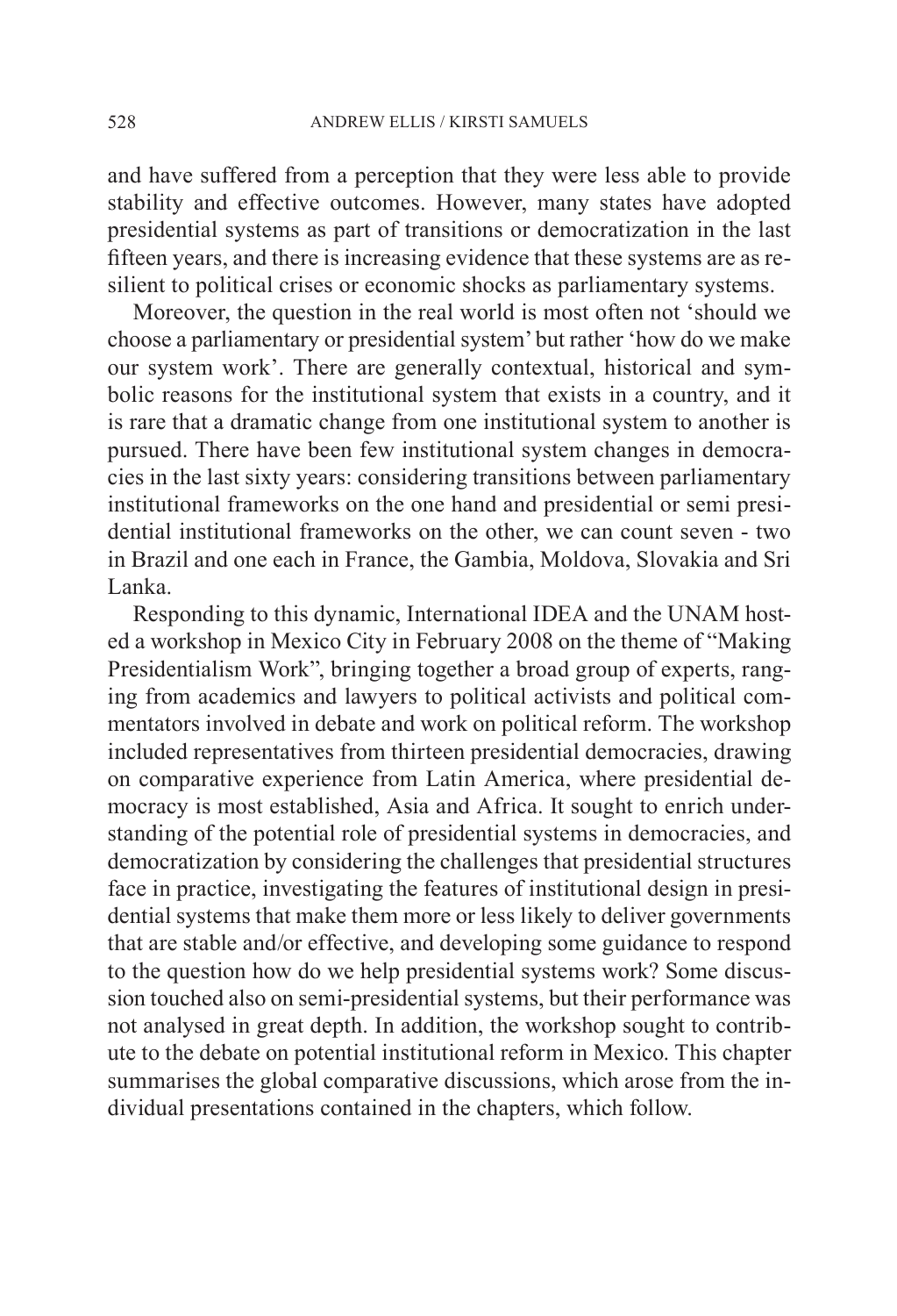and have suffered from a perception that they were less able to provide stability and effective outcomes. However, many states have adopted presidential systems as part of transitions or democratization in the last fifteen years, and there is increasing evidence that these systems are as resilient to political crises or economic shocks as parliamentary systems.

Moreover, the question in the real world is most often not 'should we choose a parliamentary or presidential system' but rather 'how do we make our system work'. There are generally contextual, historical and symbolic reasons for the institutional system that exists in a country, and it is rare that a dramatic change from one institutional system to another is pursued. There have been few institutional system changes in democracies in the last sixty years: considering transitions between parliamentary institutional frameworks on the one hand and presidential or semi presidential institutional frameworks on the other, we can count seven - two in Brazil and one each in France, the Gambia, Moldova, Slovakia and Sri Lanka.

Responding to this dynamic, International IDEA and the UNAM hosted a workshop in Mexico City in February 2008 on the theme of "Making Presidentialism Work", bringing together a broad group of experts, ranging from academics and lawyers to political activists and political commentators involved in debate and work on political reform. The workshop included representatives from thirteen presidential democracies, drawing on comparative experience from Latin America, where presidential democracy is most established, Asia and Africa. It sought to enrich understanding of the potential role of presidential systems in democracies, and democratization by considering the challenges that presidential structures face in practice, investigating the features of institutional design in presidential systems that make them more or less likely to deliver governments that are stable and/or effective, and developing some guidance to respond to the question how do we help presidential systems work? Some discussion touched also on semi-presidential systems, but their performance was not analysed in great depth. In addition, the workshop sought to contribute to the debate on potential institutional reform in Mexico. This chapter summarises the global comparative discussions, which arose from the individual presentations contained in the chapters, which follow.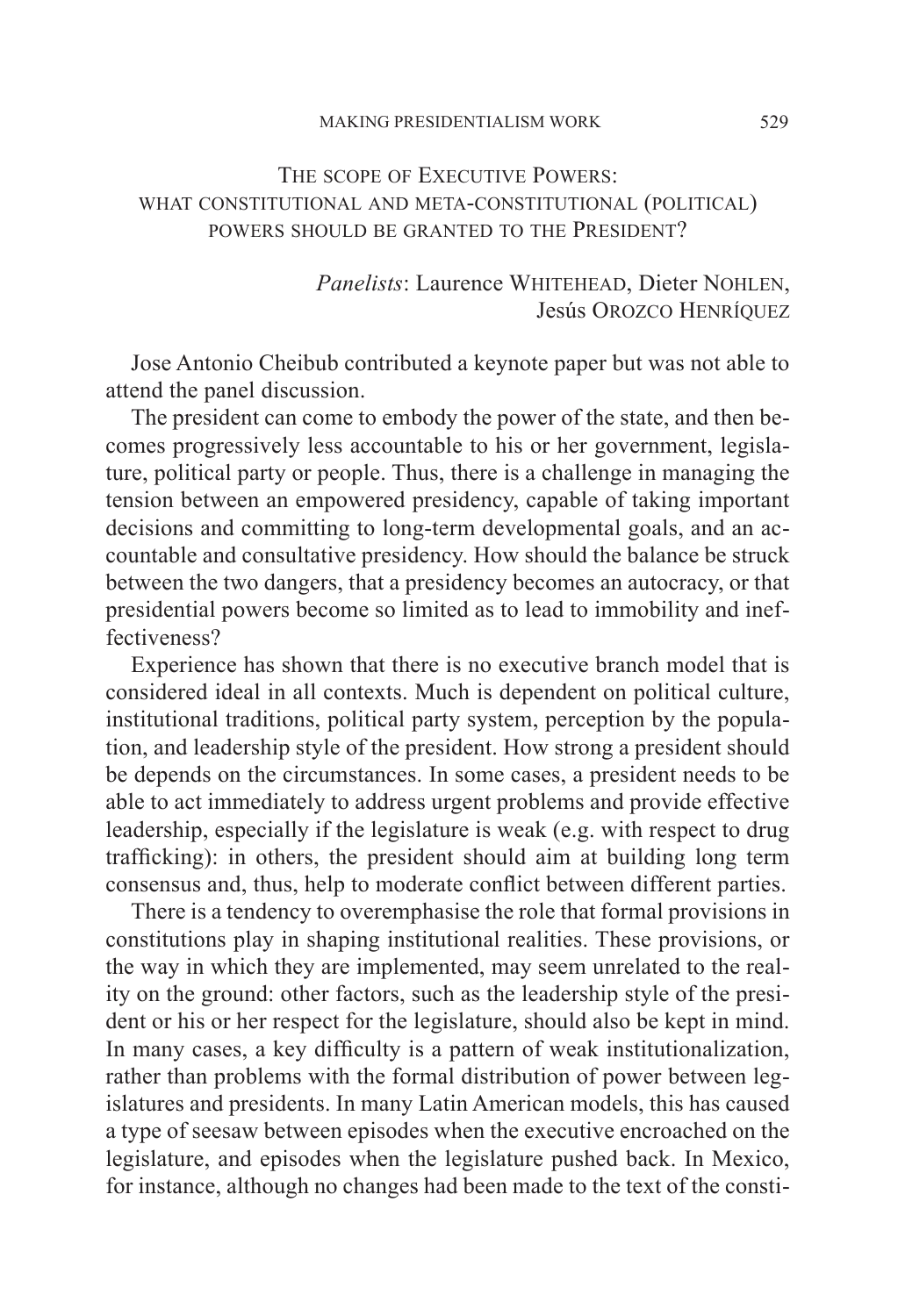## The scope of Executive Powers: what constitutional and meta-constitutional (political) powers should be granted to the President?

*Panelists*: Laurence Whitehead, Dieter Nohlen, Jesús Orozco Henríquez

Jose Antonio Cheibub contributed a keynote paper but was not able to attend the panel discussion.

The president can come to embody the power of the state, and then becomes progressively less accountable to his or her government, legislature, political party or people. Thus, there is a challenge in managing the tension between an empowered presidency, capable of taking important decisions and committing to long-term developmental goals, and an accountable and consultative presidency. How should the balance be struck between the two dangers, that a presidency becomes an autocracy, or that presidential powers become so limited as to lead to immobility and ineffectiveness?

Experience has shown that there is no executive branch model that is considered ideal in all contexts. Much is dependent on political culture, institutional traditions, political party system, perception by the population, and leadership style of the president. How strong a president should be depends on the circumstances. In some cases, a president needs to be able to act immediately to address urgent problems and provide effective leadership, especially if the legislature is weak (e.g. with respect to drug trafficking): in others, the president should aim at building long term consensus and, thus, help to moderate conflict between different parties.

There is a tendency to overemphasise the role that formal provisions in constitutions play in shaping institutional realities. These provisions, or the way in which they are implemented, may seem unrelated to the reality on the ground: other factors, such as the leadership style of the president or his or her respect for the legislature, should also be kept in mind. In many cases, a key difficulty is a pattern of weak institutionalization, rather than problems with the formal distribution of power between legislatures and presidents. In many Latin American models, this has caused a type of seesaw between episodes when the executive encroached on the legislature, and episodes when the legislature pushed back. In Mexico, for instance, although no changes had been made to the text of the consti-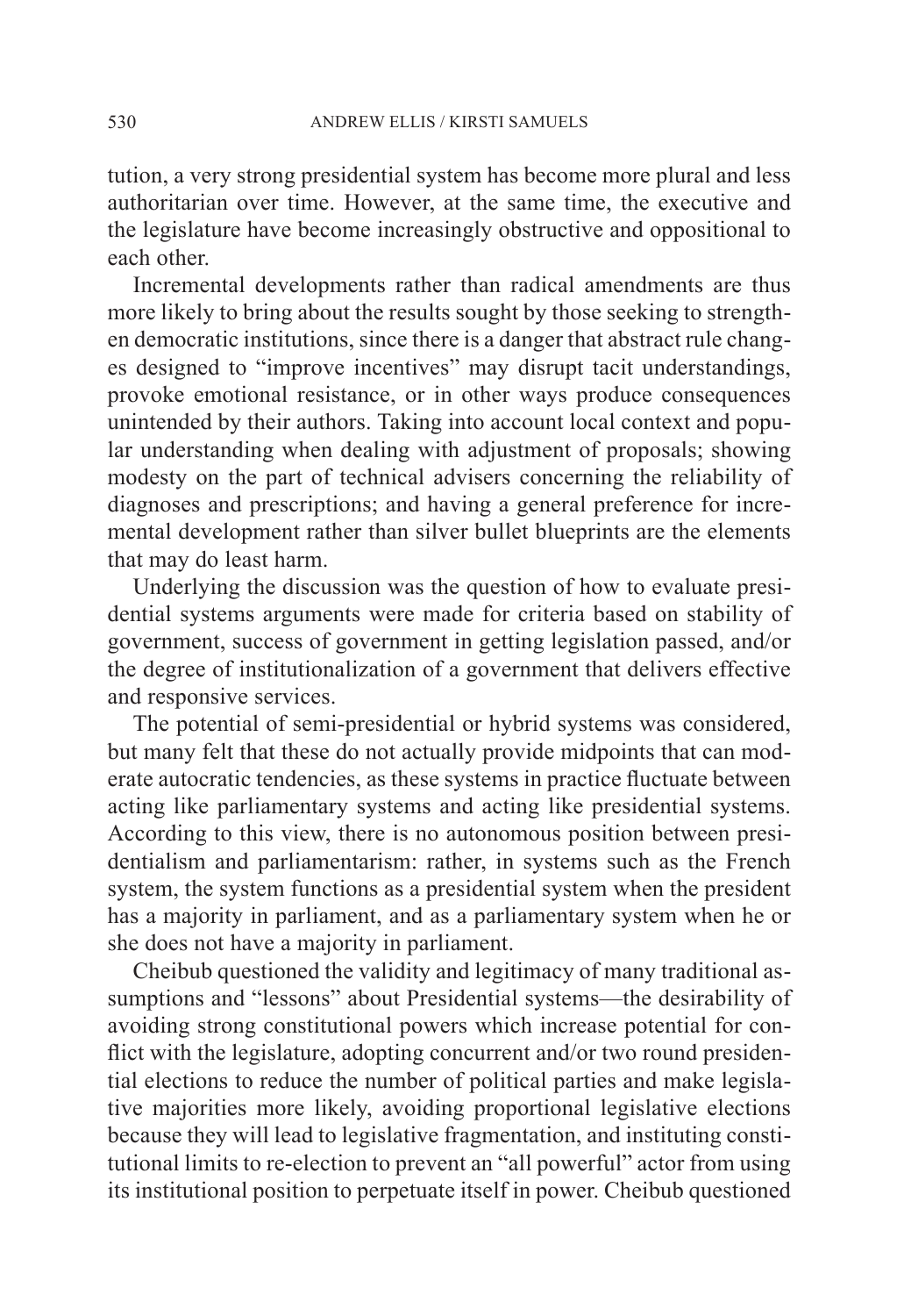tution, a very strong presidential system has become more plural and less authoritarian over time. However, at the same time, the executive and the legislature have become increasingly obstructive and oppositional to each other.

Incremental developments rather than radical amendments are thus more likely to bring about the results sought by those seeking to strengthen democratic institutions, since there is a danger that abstract rule changes designed to "improve incentives" may disrupt tacit understandings, provoke emotional resistance, or in other ways produce consequences unintended by their authors. Taking into account local context and popular understanding when dealing with adjustment of proposals; showing modesty on the part of technical advisers concerning the reliability of diagnoses and prescriptions; and having a general preference for incremental development rather than silver bullet blueprints are the elements that may do least harm.

Underlying the discussion was the question of how to evaluate presidential systems arguments were made for criteria based on stability of government, success of government in getting legislation passed, and/or the degree of institutionalization of a government that delivers effective and responsive services.

The potential of semi-presidential or hybrid systems was considered, but many felt that these do not actually provide midpoints that can moderate autocratic tendencies, as these systems in practice fluctuate between acting like parliamentary systems and acting like presidential systems. According to this view, there is no autonomous position between presidentialism and parliamentarism: rather, in systems such as the French system, the system functions as a presidential system when the president has a majority in parliament, and as a parliamentary system when he or she does not have a majority in parliament.

Cheibub questioned the validity and legitimacy of many traditional assumptions and "lessons" about Presidential systems—the desirability of avoiding strong constitutional powers which increase potential for conflict with the legislature, adopting concurrent and/or two round presidential elections to reduce the number of political parties and make legislative majorities more likely, avoiding proportional legislative elections because they will lead to legislative fragmentation, and instituting constitutional limits to re-election to prevent an "all powerful" actor from using its institutional position to perpetuate itself in power. Cheibub questioned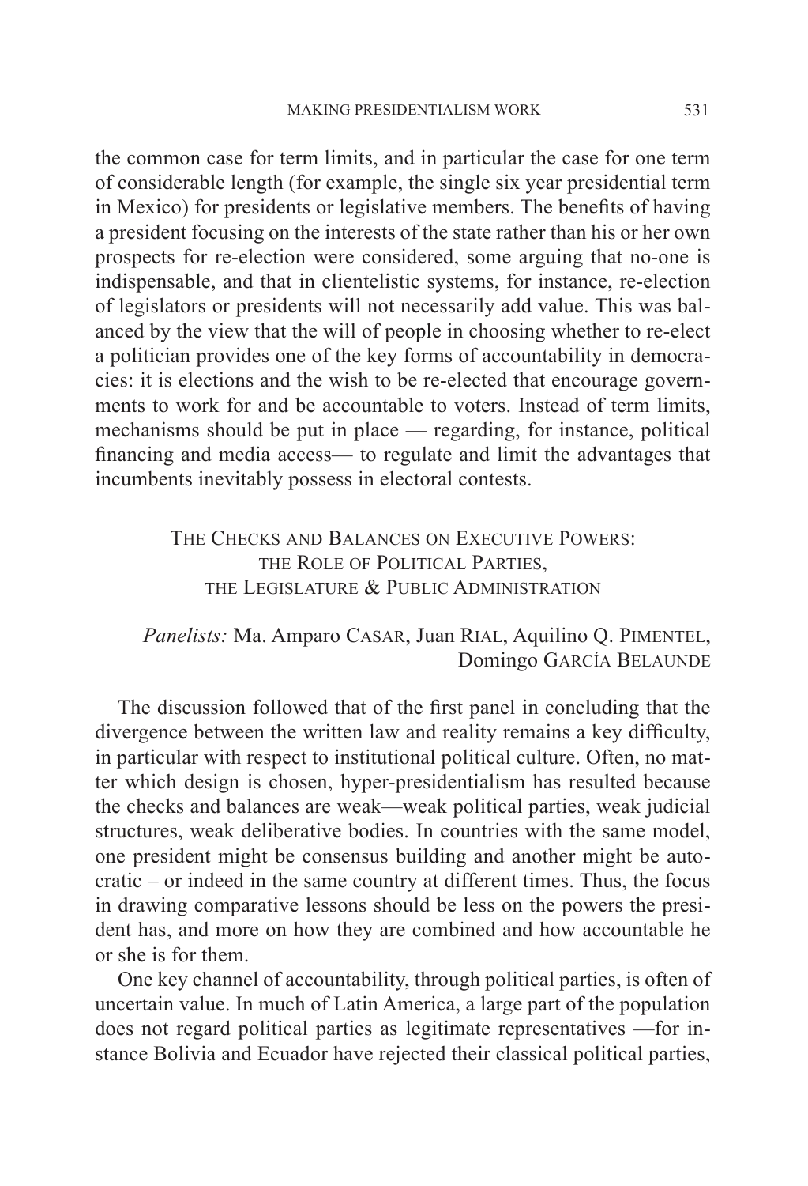the common case for term limits, and in particular the case for one term of considerable length (for example, the single six year presidential term in Mexico) for presidents or legislative members. The benefits of having a president focusing on the interests of the state rather than his or her own prospects for re-election were considered, some arguing that no-one is indispensable, and that in clientelistic systems, for instance, re-election of legislators or presidents will not necessarily add value. This was balanced by the view that the will of people in choosing whether to re-elect a politician provides one of the key forms of accountability in democracies: it is elections and the wish to be re-elected that encourage governments to work for and be accountable to voters. Instead of term limits, mechanisms should be put in place — regarding, for instance, political financing and media access— to regulate and limit the advantages that incumbents inevitably possess in electoral contests.

## The Checks and Balances on Executive Powers: the Role of Political Parties, the Legislature & Public Administration

*Panelists:* Ma. Amparo Casar, Juan Rial, Aquilino Q. Pimentel, Domingo García Belaunde

The discussion followed that of the first panel in concluding that the divergence between the written law and reality remains a key difficulty, in particular with respect to institutional political culture. Often, no matter which design is chosen, hyper-presidentialism has resulted because the checks and balances are weak—weak political parties, weak judicial structures, weak deliberative bodies. In countries with the same model, one president might be consensus building and another might be autocratic – or indeed in the same country at different times. Thus, the focus in drawing comparative lessons should be less on the powers the president has, and more on how they are combined and how accountable he or she is for them.

One key channel of accountability, through political parties, is often of uncertain value. In much of Latin America, a large part of the population does not regard political parties as legitimate representatives —for instance Bolivia and Ecuador have rejected their classical political parties,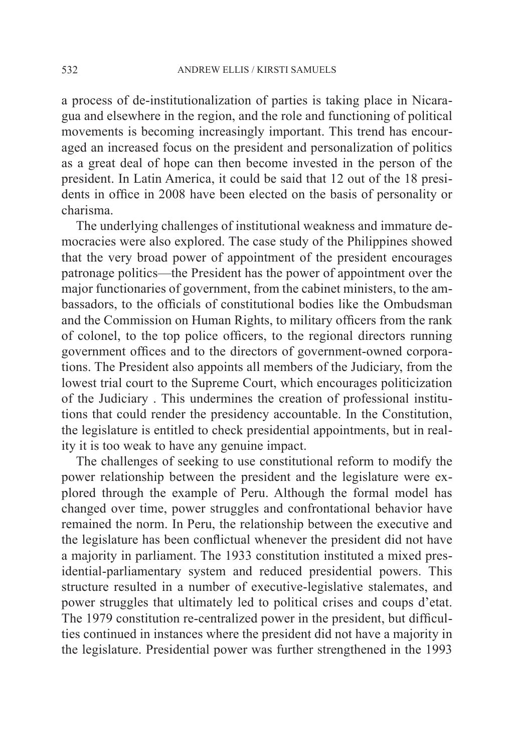a process of de-institutionalization of parties is taking place in Nicaragua and elsewhere in the region, and the role and functioning of political movements is becoming increasingly important. This trend has encouraged an increased focus on the president and personalization of politics as a great deal of hope can then become invested in the person of the president. In Latin America, it could be said that 12 out of the 18 presidents in office in 2008 have been elected on the basis of personality or charisma.

The underlying challenges of institutional weakness and immature democracies were also explored. The case study of the Philippines showed that the very broad power of appointment of the president encourages patronage politics—the President has the power of appointment over the major functionaries of government, from the cabinet ministers, to the ambassadors, to the officials of constitutional bodies like the Ombudsman and the Commission on Human Rights, to military officers from the rank of colonel, to the top police officers, to the regional directors running government offices and to the directors of government-owned corporations. The President also appoints all members of the Judiciary, from the lowest trial court to the Supreme Court, which encourages politicization of the Judiciary . This undermines the creation of professional institutions that could render the presidency accountable. In the Constitution, the legislature is entitled to check presidential appointments, but in reality it is too weak to have any genuine impact.

The challenges of seeking to use constitutional reform to modify the power relationship between the president and the legislature were explored through the example of Peru. Although the formal model has changed over time, power struggles and confrontational behavior have remained the norm. In Peru, the relationship between the executive and the legislature has been conflictual whenever the president did not have a majority in parliament. The 1933 constitution instituted a mixed presidential-parliamentary system and reduced presidential powers. This structure resulted in a number of executive-legislative stalemates, and power struggles that ultimately led to political crises and coups d'etat. The 1979 constitution re-centralized power in the president, but difficulties continued in instances where the president did not have a majority in the legislature. Presidential power was further strengthened in the 1993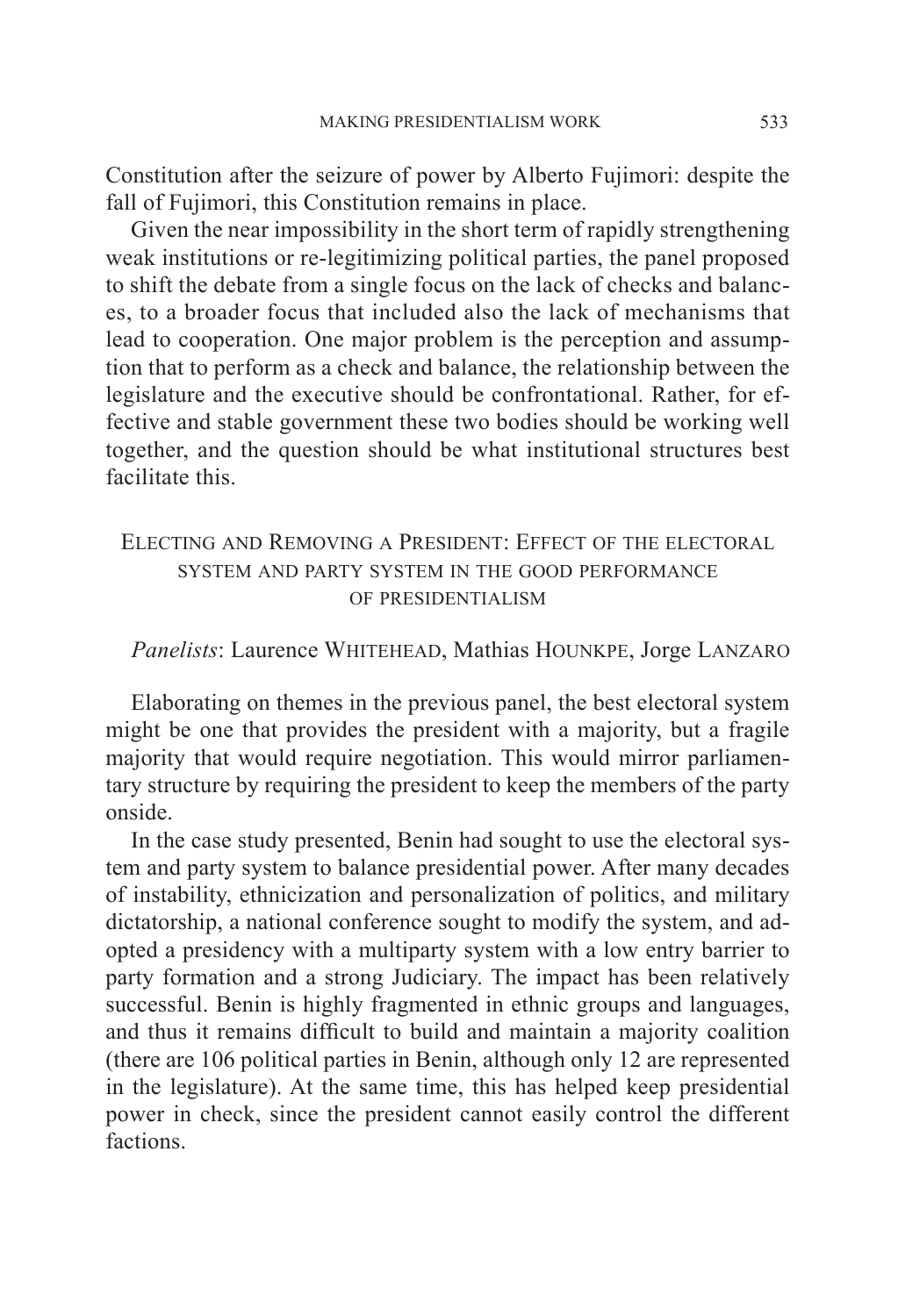Constitution after the seizure of power by Alberto Fujimori: despite the fall of Fujimori, this Constitution remains in place.

Given the near impossibility in the short term of rapidly strengthening weak institutions or re-legitimizing political parties, the panel proposed to shift the debate from a single focus on the lack of checks and balances, to a broader focus that included also the lack of mechanisms that lead to cooperation. One major problem is the perception and assumption that to perform as a check and balance, the relationship between the legislature and the executive should be confrontational. Rather, for effective and stable government these two bodies should be working well together, and the question should be what institutional structures best facilitate this.

## Electing and Removing a President: Effect of the electoral system and party system in the good performance of presidentialism

*Panelists*: Laurence Whitehead, Mathias Hounkpe, Jorge Lanzaro

Elaborating on themes in the previous panel, the best electoral system might be one that provides the president with a majority, but a fragile majority that would require negotiation. This would mirror parliamentary structure by requiring the president to keep the members of the party onside.

In the case study presented, Benin had sought to use the electoral system and party system to balance presidential power. After many decades of instability, ethnicization and personalization of politics, and military dictatorship, a national conference sought to modify the system, and adopted a presidency with a multiparty system with a low entry barrier to party formation and a strong Judiciary. The impact has been relatively successful. Benin is highly fragmented in ethnic groups and languages, and thus it remains difficult to build and maintain a majority coalition (there are 106 political parties in Benin, although only 12 are represented in the legislature). At the same time, this has helped keep presidential power in check, since the president cannot easily control the different factions.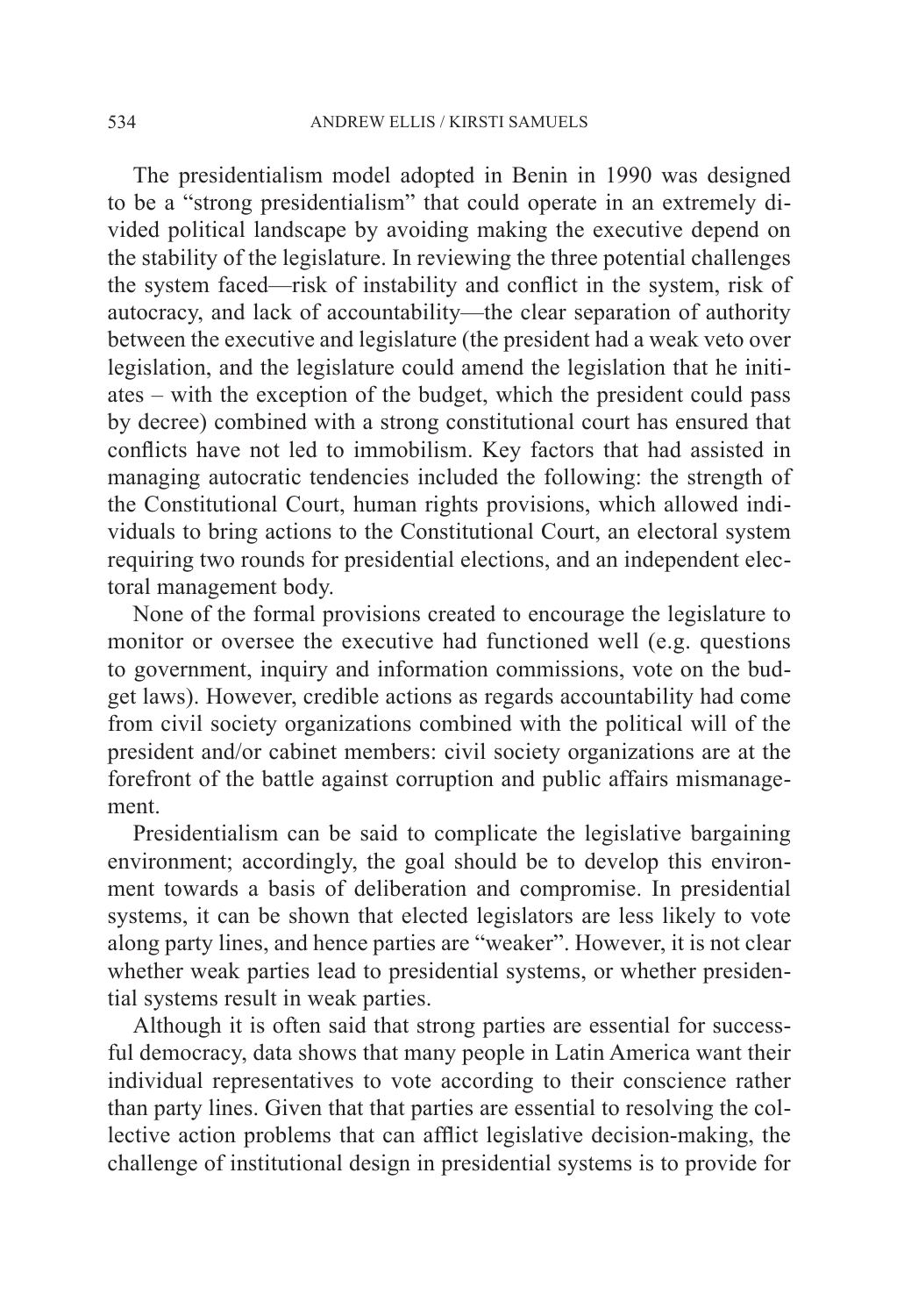The presidentialism model adopted in Benin in 1990 was designed to be a "strong presidentialism" that could operate in an extremely divided political landscape by avoiding making the executive depend on the stability of the legislature. In reviewing the three potential challenges the system faced—risk of instability and conflict in the system, risk of autocracy, and lack of accountability—the clear separation of authority between the executive and legislature (the president had a weak veto over legislation, and the legislature could amend the legislation that he initiates – with the exception of the budget, which the president could pass by decree) combined with a strong constitutional court has ensured that conflicts have not led to immobilism. Key factors that had assisted in managing autocratic tendencies included the following: the strength of the Constitutional Court, human rights provisions, which allowed individuals to bring actions to the Constitutional Court, an electoral system requiring two rounds for presidential elections, and an independent electoral management body.

None of the formal provisions created to encourage the legislature to monitor or oversee the executive had functioned well (e.g. questions to government, inquiry and information commissions, vote on the budget laws). However, credible actions as regards accountability had come from civil society organizations combined with the political will of the president and/or cabinet members: civil society organizations are at the forefront of the battle against corruption and public affairs mismanagement.

Presidentialism can be said to complicate the legislative bargaining environment; accordingly, the goal should be to develop this environment towards a basis of deliberation and compromise. In presidential systems, it can be shown that elected legislators are less likely to vote along party lines, and hence parties are "weaker". However, it is not clear whether weak parties lead to presidential systems, or whether presidential systems result in weak parties.

Although it is often said that strong parties are essential for successful democracy, data shows that many people in Latin America want their individual representatives to vote according to their conscience rather than party lines. Given that that parties are essential to resolving the collective action problems that can afflict legislative decision-making, the challenge of institutional design in presidential systems is to provide for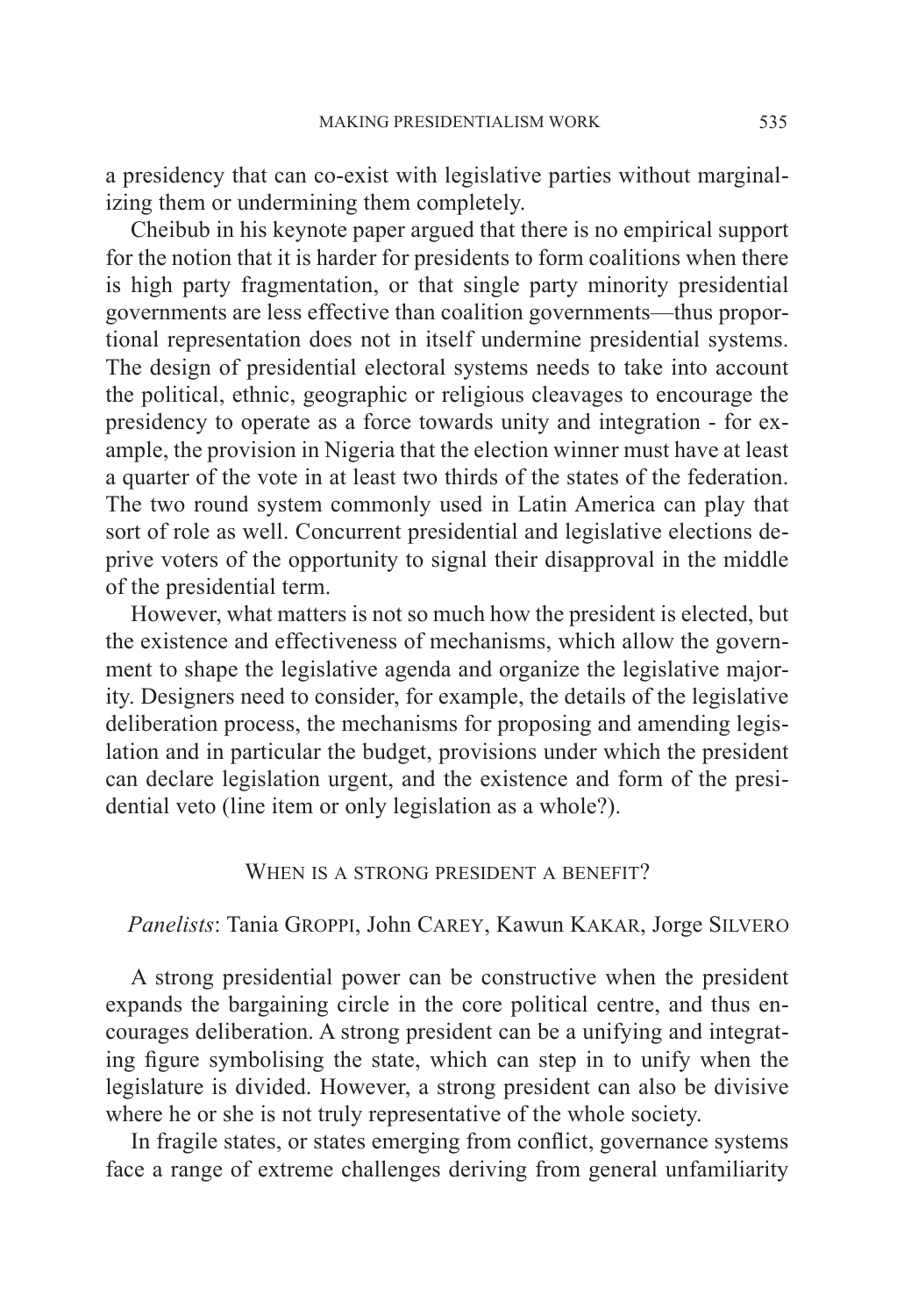a presidency that can co-exist with legislative parties without marginalizing them or undermining them completely.

Cheibub in his keynote paper argued that there is no empirical support for the notion that it is harder for presidents to form coalitions when there is high party fragmentation, or that single party minority presidential governments are less effective than coalition governments—thus proportional representation does not in itself undermine presidential systems. The design of presidential electoral systems needs to take into account the political, ethnic, geographic or religious cleavages to encourage the presidency to operate as a force towards unity and integration - for example, the provision in Nigeria that the election winner must have at least a quarter of the vote in at least two thirds of the states of the federation. The two round system commonly used in Latin America can play that sort of role as well. Concurrent presidential and legislative elections deprive voters of the opportunity to signal their disapproval in the middle of the presidential term.

However, what matters is not so much how the president is elected, but the existence and effectiveness of mechanisms, which allow the government to shape the legislative agenda and organize the legislative majority. Designers need to consider, for example, the details of the legislative deliberation process, the mechanisms for proposing and amending legislation and in particular the budget, provisions under which the president can declare legislation urgent, and the existence and form of the presidential veto (line item or only legislation as a whole?).

## When is a strong president a benefit?

*Panelists*: Tania Groppi, John Carey, Kawun Kakar, Jorge Silvero

A strong presidential power can be constructive when the president expands the bargaining circle in the core political centre, and thus encourages deliberation. A strong president can be a unifying and integrating figure symbolising the state, which can step in to unify when the legislature is divided. However, a strong president can also be divisive where he or she is not truly representative of the whole society.

In fragile states, or states emerging from conflict, governance systems face a range of extreme challenges deriving from general unfamiliarity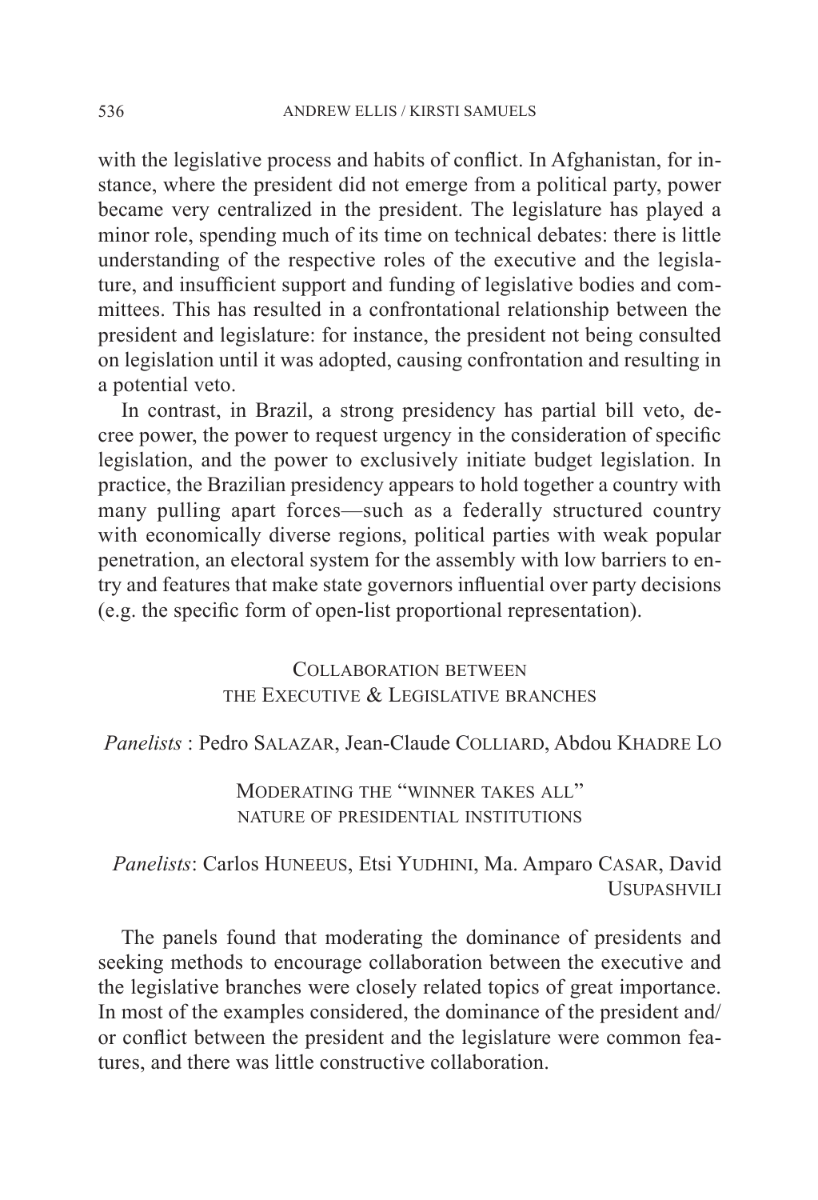with the legislative process and habits of conflict. In Afghanistan, for instance, where the president did not emerge from a political party, power became very centralized in the president. The legislature has played a minor role, spending much of its time on technical debates: there is little understanding of the respective roles of the executive and the legislature, and insufficient support and funding of legislative bodies and committees. This has resulted in a confrontational relationship between the president and legislature: for instance, the president not being consulted on legislation until it was adopted, causing confrontation and resulting in a potential veto.

In contrast, in Brazil, a strong presidency has partial bill veto, decree power, the power to request urgency in the consideration of specific legislation, and the power to exclusively initiate budget legislation. In practice, the Brazilian presidency appears to hold together a country with many pulling apart forces—such as a federally structured country with economically diverse regions, political parties with weak popular penetration, an electoral system for the assembly with low barriers to entry and features that make state governors influential over party decisions (e.g. the specific form of open-list proportional representation).

### Collaboration between the Executive & Legislative branches

*Panelists* : Pedro Salazar, Jean-Claude Colliard, Abdou Khadre Lo

### Moderating the "winner takes all" nature of presidential institutions

*Panelists*: Carlos Huneeus, Etsi Yudhini, Ma. Amparo Casar, David Usupashvili

The panels found that moderating the dominance of presidents and seeking methods to encourage collaboration between the executive and the legislative branches were closely related topics of great importance. In most of the examples considered, the dominance of the president and/or conflict between the president and the legislature were common features, and there was little constructive collaboration.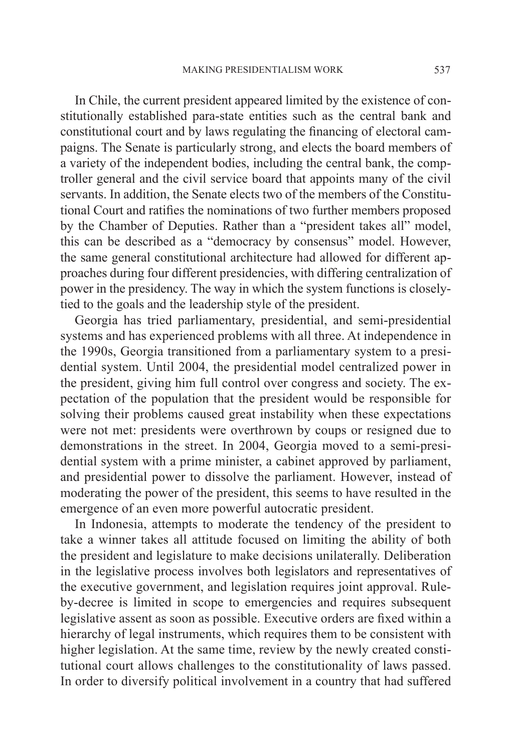In Chile, the current president appeared limited by the existence of constitutionally established para-state entities such as the central bank and constitutional court and by laws regulating the financing of electoral campaigns. The Senate is particularly strong, and elects the board members of a variety of the independent bodies, including the central bank, the comptroller general and the civil service board that appoints many of the civil servants. In addition, the Senate elects two of the members of the Constitutional Court and ratifies the nominations of two further members proposed by the Chamber of Deputies. Rather than a "president takes all" model, this can be described as a "democracy by consensus" model. However, the same general constitutional architecture had allowed for different approaches during four different presidencies, with differing centralization of power in the presidency. The way in which the system functions is closely-tied to the goals and the leadership style of the president.

Georgia has tried parliamentary, presidential, and semi-presidential systems and has experienced problems with all three. At independence in the 1990s, Georgia transitioned from a parliamentary system to a presidential system. Until 2004, the presidential model centralized power in the president, giving him full control over congress and society. The expectation of the population that the president would be responsible for solving their problems caused great instability when these expectations were not met: presidents were overthrown by coups or resigned due to demonstrations in the street. In 2004, Georgia moved to a semi-presidential system with a prime minister, a cabinet approved by parliament, and presidential power to dissolve the parliament. However, instead of moderating the power of the president, this seems to have resulted in the emergence of an even more powerful autocratic president.

In Indonesia, attempts to moderate the tendency of the president to take a winner takes all attitude focused on limiting the ability of both the president and legislature to make decisions unilaterally. Deliberation in the legislative process involves both legislators and representatives of the executive government, and legislation requires joint approval. Rule-by-decree is limited in scope to emergencies and requires subsequent legislative assent as soon as possible. Executive orders are fixed within a hierarchy of legal instruments, which requires them to be consistent with higher legislation. At the same time, review by the newly created constitutional court allows challenges to the constitutionality of laws passed. In order to diversify political involvement in a country that had suffered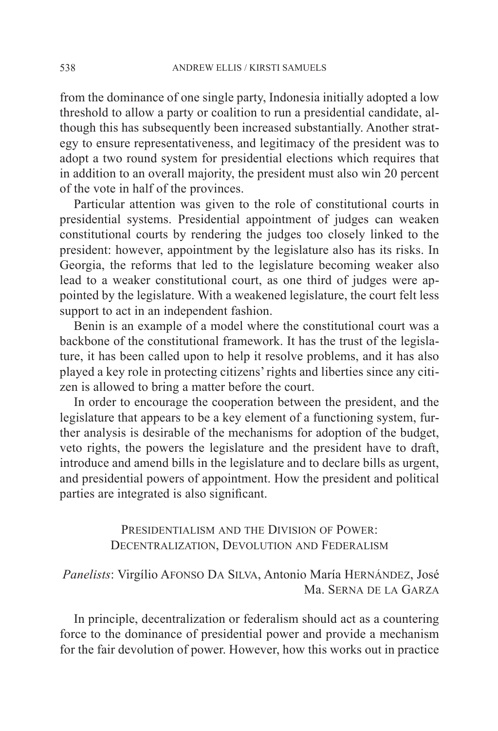from the dominance of one single party, Indonesia initially adopted a low threshold to allow a party or coalition to run a presidential candidate, although this has subsequently been increased substantially. Another strategy to ensure representativeness, and legitimacy of the president was to adopt a two round system for presidential elections which requires that in addition to an overall majority, the president must also win 20 percent of the vote in half of the provinces.

Particular attention was given to the role of constitutional courts in presidential systems. Presidential appointment of judges can weaken constitutional courts by rendering the judges too closely linked to the president: however, appointment by the legislature also has its risks. In Georgia, the reforms that led to the legislature becoming weaker also lead to a weaker constitutional court, as one third of judges were appointed by the legislature. With a weakened legislature, the court felt less support to act in an independent fashion.

Benin is an example of a model where the constitutional court was a backbone of the constitutional framework. It has the trust of the legislature, it has been called upon to help it resolve problems, and it has also played a key role in protecting citizens' rights and liberties since any citizen is allowed to bring a matter before the court.

In order to encourage the cooperation between the president, and the legislature that appears to be a key element of a functioning system, further analysis is desirable of the mechanisms for adoption of the budget, veto rights, the powers the legislature and the president have to draft, introduce and amend bills in the legislature and to declare bills as urgent, and presidential powers of appointment. How the president and political parties are integrated is also significant.

## Presidentialism and the Division of Power: Decentralization, Devolution and Federalism

*Panelists*: Virgílio Afonso Da Silva, Antonio María Hernández, José Ma. Serna de la Garza

In principle, decentralization or federalism should act as a countering force to the dominance of presidential power and provide a mechanism for the fair devolution of power. However, how this works out in practice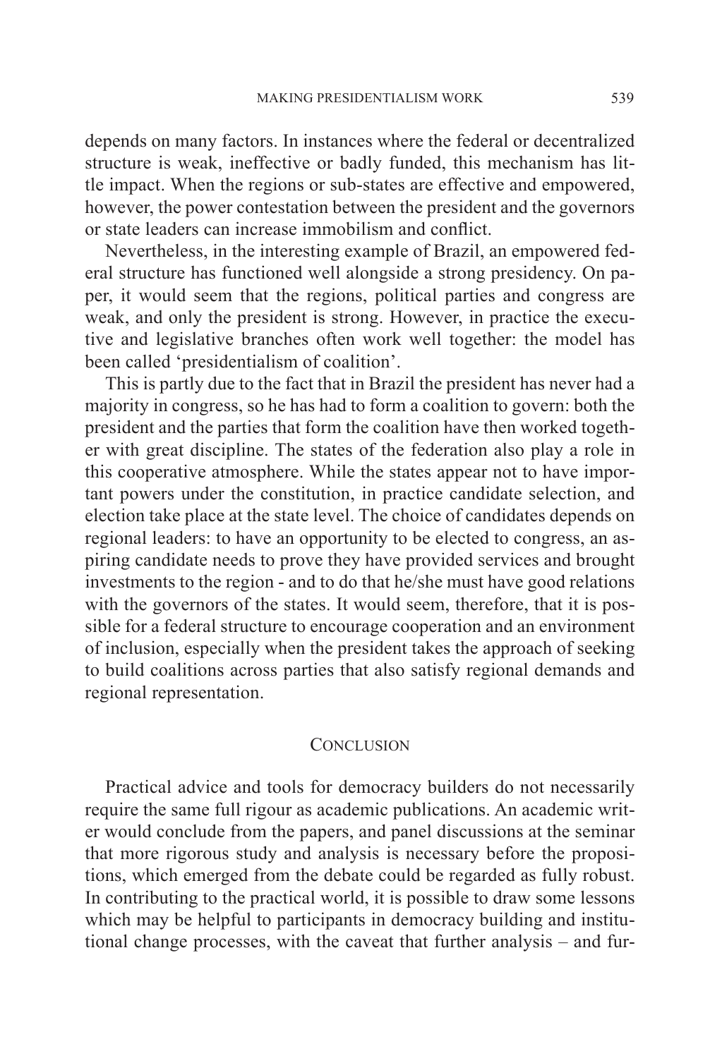depends on many factors. In instances where the federal or decentralized structure is weak, ineffective or badly funded, this mechanism has little impact. When the regions or sub-states are effective and empowered, however, the power contestation between the president and the governors or state leaders can increase immobilism and conflict.

Nevertheless, in the interesting example of Brazil, an empowered federal structure has functioned well alongside a strong presidency. On paper, it would seem that the regions, political parties and congress are weak, and only the president is strong. However, in practice the executive and legislative branches often work well together: the model has been called 'presidentialism of coalition'.

This is partly due to the fact that in Brazil the president has never had a majority in congress, so he has had to form a coalition to govern: both the president and the parties that form the coalition have then worked together with great discipline. The states of the federation also play a role in this cooperative atmosphere. While the states appear not to have important powers under the constitution, in practice candidate selection, and election take place at the state level. The choice of candidates depends on regional leaders: to have an opportunity to be elected to congress, an aspiring candidate needs to prove they have provided services and brought investments to the region - and to do that he/she must have good relations with the governors of the states. It would seem, therefore, that it is possible for a federal structure to encourage cooperation and an environment of inclusion, especially when the president takes the approach of seeking to build coalitions across parties that also satisfy regional demands and regional representation.

## Conclusion

Practical advice and tools for democracy builders do not necessarily require the same full rigour as academic publications. An academic writer would conclude from the papers, and panel discussions at the seminar that more rigorous study and analysis is necessary before the propositions, which emerged from the debate could be regarded as fully robust. In contributing to the practical world, it is possible to draw some lessons which may be helpful to participants in democracy building and institutional change processes, with the caveat that further analysis – and fur-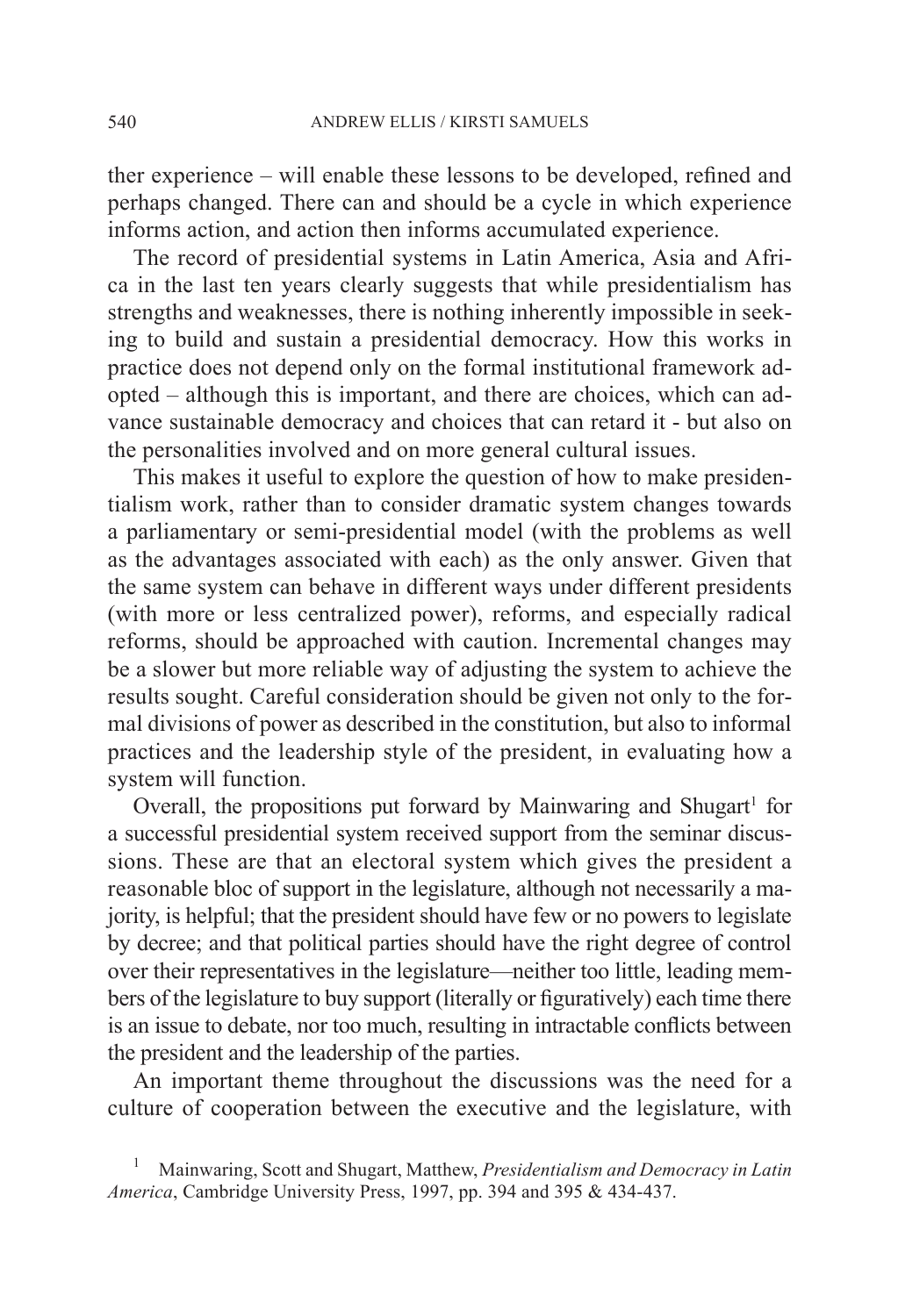ther experience – will enable these lessons to be developed, refined and perhaps changed. There can and should be a cycle in which experience informs action, and action then informs accumulated experience.

The record of presidential systems in Latin America, Asia and Africa in the last ten years clearly suggests that while presidentialism has strengths and weaknesses, there is nothing inherently impossible in seeking to build and sustain a presidential democracy. How this works in practice does not depend only on the formal institutional framework adopted – although this is important, and there are choices, which can advance sustainable democracy and choices that can retard it - but also on the personalities involved and on more general cultural issues.

This makes it useful to explore the question of how to make presidentialism work, rather than to consider dramatic system changes towards a parliamentary or semi-presidential model (with the problems as well as the advantages associated with each) as the only answer. Given that the same system can behave in different ways under different presidents (with more or less centralized power), reforms, and especially radical reforms, should be approached with caution. Incremental changes may be a slower but more reliable way of adjusting the system to achieve the results sought. Careful consideration should be given not only to the formal divisions of power as described in the constitution, but also to informal practices and the leadership style of the president, in evaluating how a system will function.

Overall, the propositions put forward by Mainwaring and Shugart[1] for a successful presidential system received support from the seminar discussions. These are that an electoral system which gives the president a reasonable bloc of support in the legislature, although not necessarily a majority, is helpful; that the president should have few or no powers to legislate by decree; and that political parties should have the right degree of control over their representatives in the legislature—neither too little, leading members of the legislature to buy support (literally or figuratively) each time there is an issue to debate, nor too much, resulting in intractable conflicts between the president and the leadership of the parties.

An important theme throughout the discussions was the need for a culture of cooperation between the executive and the legislature, with

[1] Mainwaring, Scott and Shugart, Matthew, *Presidentialism and Democracy in Latin America*, Cambridge University Press, 1997, pp. 394 and 395 & 434-437.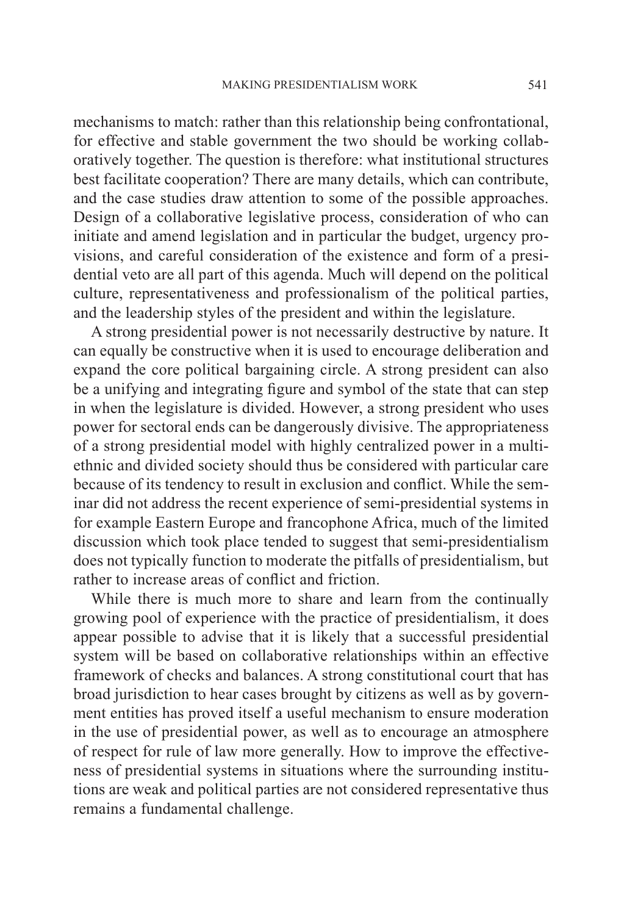mechanisms to match: rather than this relationship being confrontational, for effective and stable government the two should be working collaboratively together. The question is therefore: what institutional structures best facilitate cooperation? There are many details, which can contribute, and the case studies draw attention to some of the possible approaches. Design of a collaborative legislative process, consideration of who can initiate and amend legislation and in particular the budget, urgency provisions, and careful consideration of the existence and form of a presidential veto are all part of this agenda. Much will depend on the political culture, representativeness and professionalism of the political parties, and the leadership styles of the president and within the legislature.

A strong presidential power is not necessarily destructive by nature. It can equally be constructive when it is used to encourage deliberation and expand the core political bargaining circle. A strong president can also be a unifying and integrating figure and symbol of the state that can step in when the legislature is divided. However, a strong president who uses power for sectoral ends can be dangerously divisive. The appropriateness of a strong presidential model with highly centralized power in a multi-ethnic and divided society should thus be considered with particular care because of its tendency to result in exclusion and conflict. While the seminar did not address the recent experience of semi-presidential systems in for example Eastern Europe and francophone Africa, much of the limited discussion which took place tended to suggest that semi-presidentialism does not typically function to moderate the pitfalls of presidentialism, but rather to increase areas of conflict and friction.

While there is much more to share and learn from the continually growing pool of experience with the practice of presidentialism, it does appear possible to advise that it is likely that a successful presidential system will be based on collaborative relationships within an effective framework of checks and balances. A strong constitutional court that has broad jurisdiction to hear cases brought by citizens as well as by government entities has proved itself a useful mechanism to ensure moderation in the use of presidential power, as well as to encourage an atmosphere of respect for rule of law more generally. How to improve the effectiveness of presidential systems in situations where the surrounding institutions are weak and political parties are not considered representative thus remains a fundamental challenge.